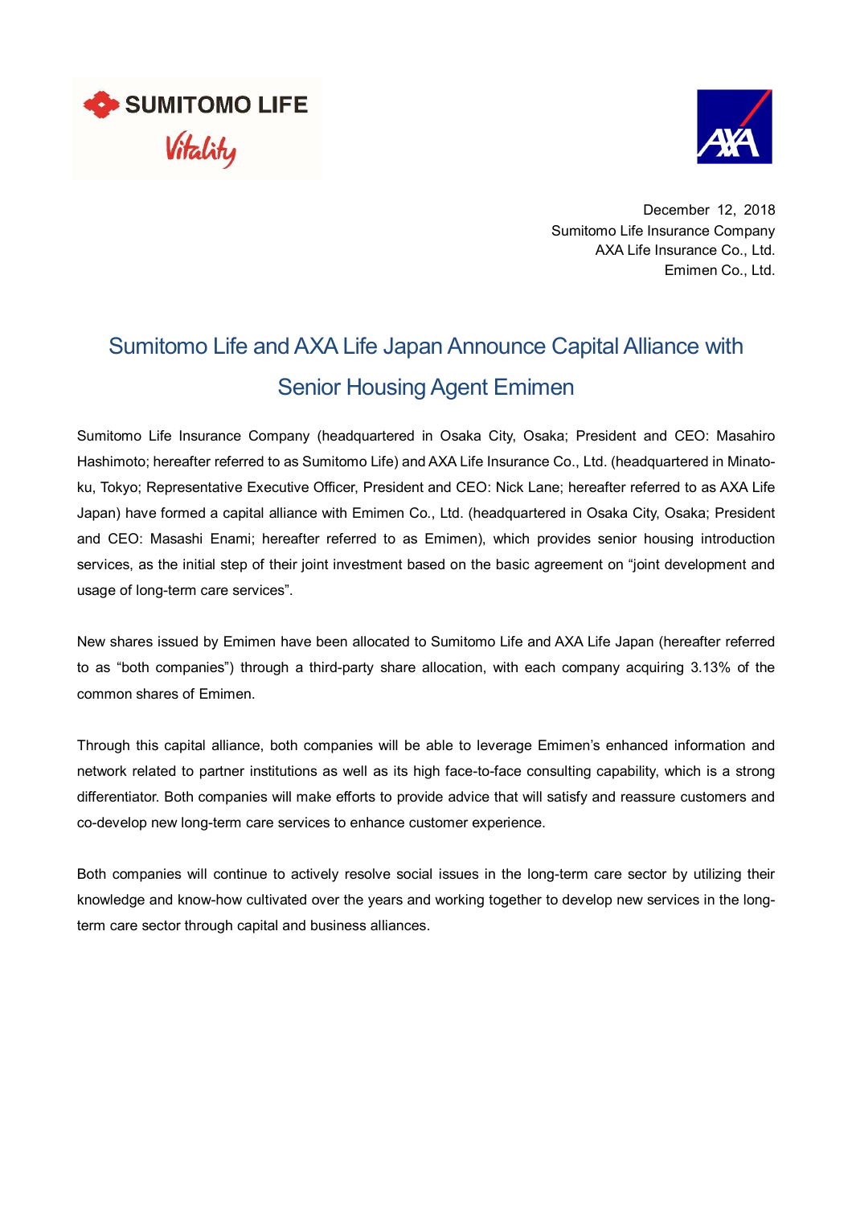SUMITOMO LIFE
Vitality

December 12, 2018
Sumitomo Life Insurance Company
AXA Life Insurance Co., Ltd.
Emimen Co., Ltd.

# Sumitomo Life and AXA Life Japan Announce Capital Alliance with Senior Housing Agent Emimen

Sumitomo Life Insurance Company (headquartered in Osaka City, Osaka; President and CEO: Masahiro Hashimoto; hereafter referred to as Sumitomo Life) and AXA Life Insurance Co., Ltd. (headquartered in Minato-ku, Tokyo; Representative Executive Officer, President and CEO: Nick Lane; hereafter referred to as AXA Life Japan) have formed a capital alliance with Emimen Co., Ltd. (headquartered in Osaka City, Osaka; President and CEO: Masashi Enami; hereafter referred to as Emimen), which provides senior housing introduction services, as the initial step of their joint investment based on the basic agreement on "joint development and usage of long-term care services".

New shares issued by Emimen have been allocated to Sumitomo Life and AXA Life Japan (hereafter referred to as "both companies") through a third-party share allocation, with each company acquiring 3.13% of the common shares of Emimen.

Through this capital alliance, both companies will be able to leverage Emimen's enhanced information and network related to partner institutions as well as its high face-to-face consulting capability, which is a strong differentiator. Both companies will make efforts to provide advice that will satisfy and reassure customers and co-develop new long-term care services to enhance customer experience.

Both companies will continue to actively resolve social issues in the long-term care sector by utilizing their knowledge and know-how cultivated over the years and working together to develop new services in the long-term care sector through capital and business alliances.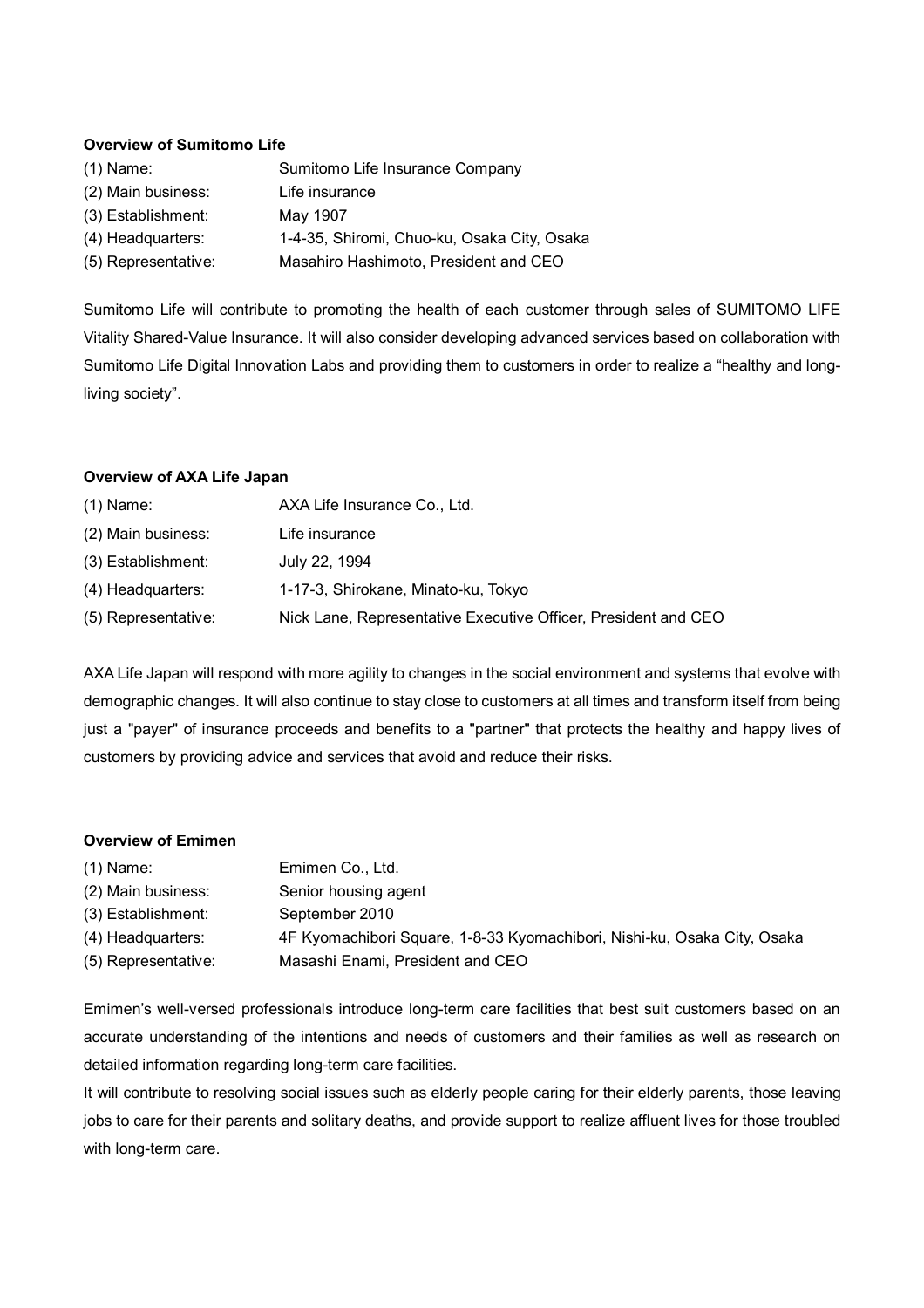**Overview of Sumitomo Life**

| | |
|---|---|
| (1) Name: | Sumitomo Life Insurance Company |
| (2) Main business: | Life insurance |
| (3) Establishment: | May 1907 |
| (4) Headquarters: | 1-4-35, Shiromi, Chuo-ku, Osaka City, Osaka |
| (5) Representative: | Masahiro Hashimoto, President and CEO |

Sumitomo Life will contribute to promoting the health of each customer through sales of SUMITOMO LIFE Vitality Shared-Value Insurance. It will also consider developing advanced services based on collaboration with Sumitomo Life Digital Innovation Labs and providing them to customers in order to realize a “healthy and long-living society”.

**Overview of AXA Life Japan**

| | |
|---|---|
| (1) Name: | AXA Life Insurance Co., Ltd. |
| (2) Main business: | Life insurance |
| (3) Establishment: | July 22, 1994 |
| (4) Headquarters: | 1-17-3, Shirokane, Minato-ku, Tokyo |
| (5) Representative: | Nick Lane, Representative Executive Officer, President and CEO |

AXA Life Japan will respond with more agility to changes in the social environment and systems that evolve with demographic changes. It will also continue to stay close to customers at all times and transform itself from being just a "payer" of insurance proceeds and benefits to a "partner" that protects the healthy and happy lives of customers by providing advice and services that avoid and reduce their risks.

**Overview of Emimen**

| | |
|---|---|
| (1) Name: | Emimen Co., Ltd. |
| (2) Main business: | Senior housing agent |
| (3) Establishment: | September 2010 |
| (4) Headquarters: | 4F Kyomachibori Square, 1-8-33 Kyomachibori, Nishi-ku, Osaka City, Osaka |
| (5) Representative: | Masashi Enami, President and CEO |

Emimen’s well-versed professionals introduce long-term care facilities that best suit customers based on an accurate understanding of the intentions and needs of customers and their families as well as research on detailed information regarding long-term care facilities.

It will contribute to resolving social issues such as elderly people caring for their elderly parents, those leaving jobs to care for their parents and solitary deaths, and provide support to realize affluent lives for those troubled with long-term care.